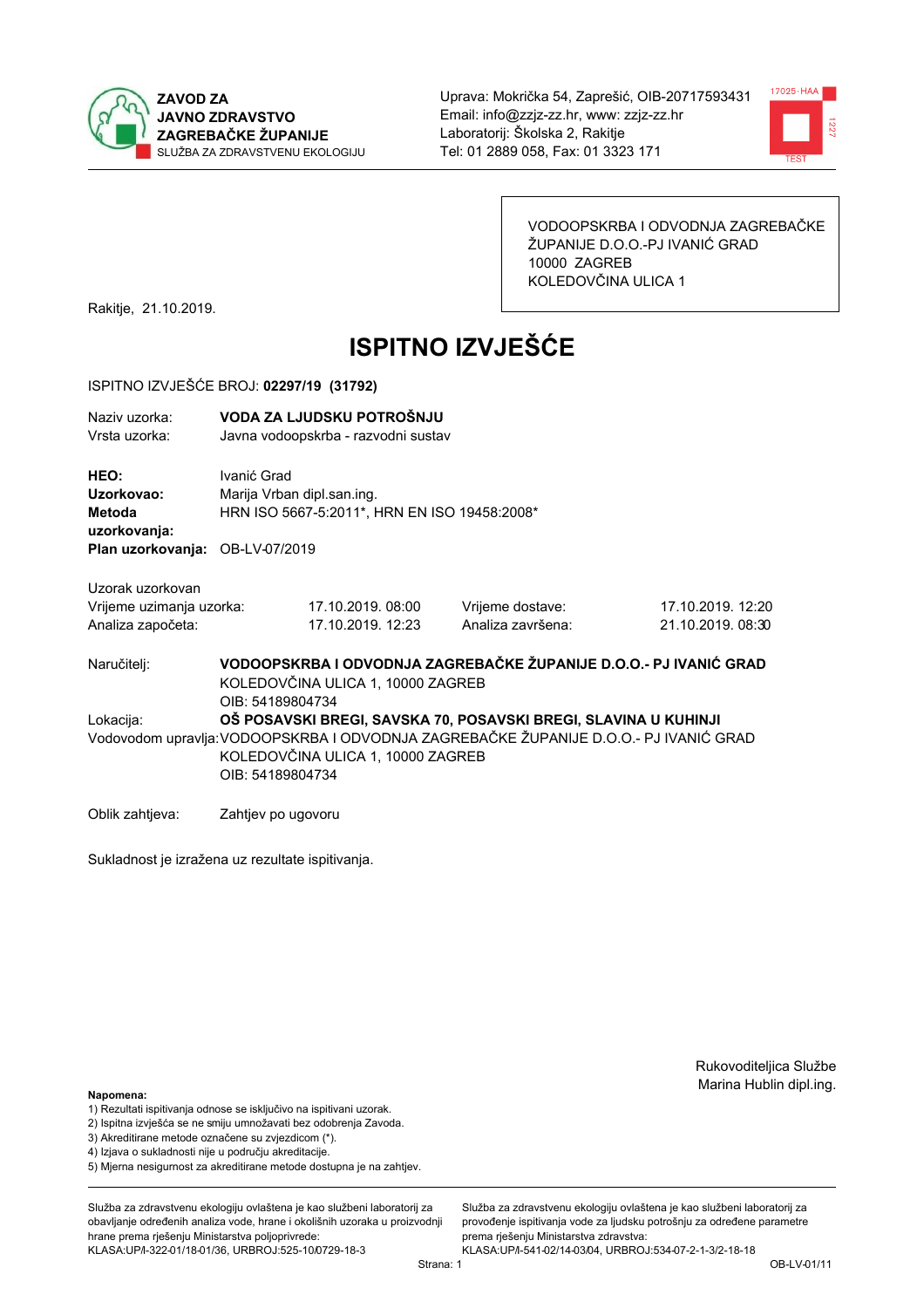**ZAVOD ZA JAVNO ZDRAVSTVO ZAGREBAČKE ŽUPANIJE**
SLUŽBA ZA ZDRAVSTVENU EKOLOGIJU

Uprava: Mokrička 54, Zaprešić, OIB-20717593431
Email: info@zzjz-zz.hr, www: zzjz-zz.hr
Laboratorij: Školska 2, Rakitje
Tel: 01 2889 058, Fax: 01 3323 171

VODOOPSKRBA I ODVODNJA ZAGREBAČKE ŽUPANIJE D.O.O.-PJ IVANIĆ GRAD
10000 ZAGREB
KOLEDOVČINA ULICA 1

Rakitje, 21.10.2019.

# ISPITNO IZVJEŠĆE

ISPITNO IZVJEŠĆE BROJ: **02297/19 (31792)**

Naziv uzorka: **VODA ZA LJUDSKU POTROŠNJU**
Vrsta uzorka: Javna vodoopskrba - razvodni sustav

**HEO:** Ivanić Grad
**Uzorkovao:** Marija Vrban dipl.san.ing.
**Metoda uzorkovanja:** HRN ISO 5667-5:2011*, HRN EN ISO 19458:2008*
**Plan uzorkovanja:** OB-LV-07/2019

Uzorak uzorkovan

| | | | |
|---|---|---|---|
| Vrijeme uzimanja uzorka: | 17.10.2019. 08:00 | Vrijeme dostave: | 17.10.2019. 12:20 |
| Analiza započeta: | 17.10.2019. 12:23 | Analiza završena: | 21.10.2019. 08:30 |

Naručitelj: **VODOOPSKRBA I ODVODNJA ZAGREBAČKE ŽUPANIJE D.O.O.- PJ IVANIĆ GRAD**
KOLEDOVČINA ULICA 1, 10000 ZAGREB
OIB: 54189804734

Lokacija: **OŠ POSAVSKI BREGI, SAVSKA 70, POSAVSKI BREGI, SLAVINA U KUHINJI**

Vodovodom upravlja: VODOOPSKRBA I ODVODNJA ZAGREBAČKE ŽUPANIJE D.O.O.- PJ IVANIĆ GRAD
KOLEDOVČINA ULICA 1, 10000 ZAGREB
OIB: 54189804734

Oblik zahtjeva: Zahtjev po ugovoru

Sukladnost je izražena uz rezultate ispitivanja.

Rukovoditeljica Službe
Marina Hublin dipl.ing.

**Napomena:**
1) Rezultati ispitivanja odnose se isključivo na ispitivani uzorak.
2) Ispitna izvješća se ne smiju umnožavati bez odobrenja Zavoda.
3) Akreditirane metode označene su zvjezdicom (*).
4) Izjava o sukladnosti nije u području akreditacije.
5) Mjerna nesigurnost za akreditirane metode dostupna je na zahtjev.

Služba za zdravstvenu ekologiju ovlaštena je kao službeni laboratorij za obavljanje određenih analiza vode, hrane i okolišnih uzoraka u proizvodnji hrane prema rješenju Ministarstva poljoprivrede: KLASA:UP/I-322-01/18-01/36, URBROJ:525-10/0729-18-3

Služba za zdravstvenu ekologiju ovlaštena je kao službeni laboratorij za provođenje ispitivanja vode za ljudsku potrošnju za određene parametre prema rješenju Ministarstva zdravstva: KLASA:UP/I-541-02/14-03/04, URBROJ:534-07-2-1-3/2-18-18

OB-LV-01/11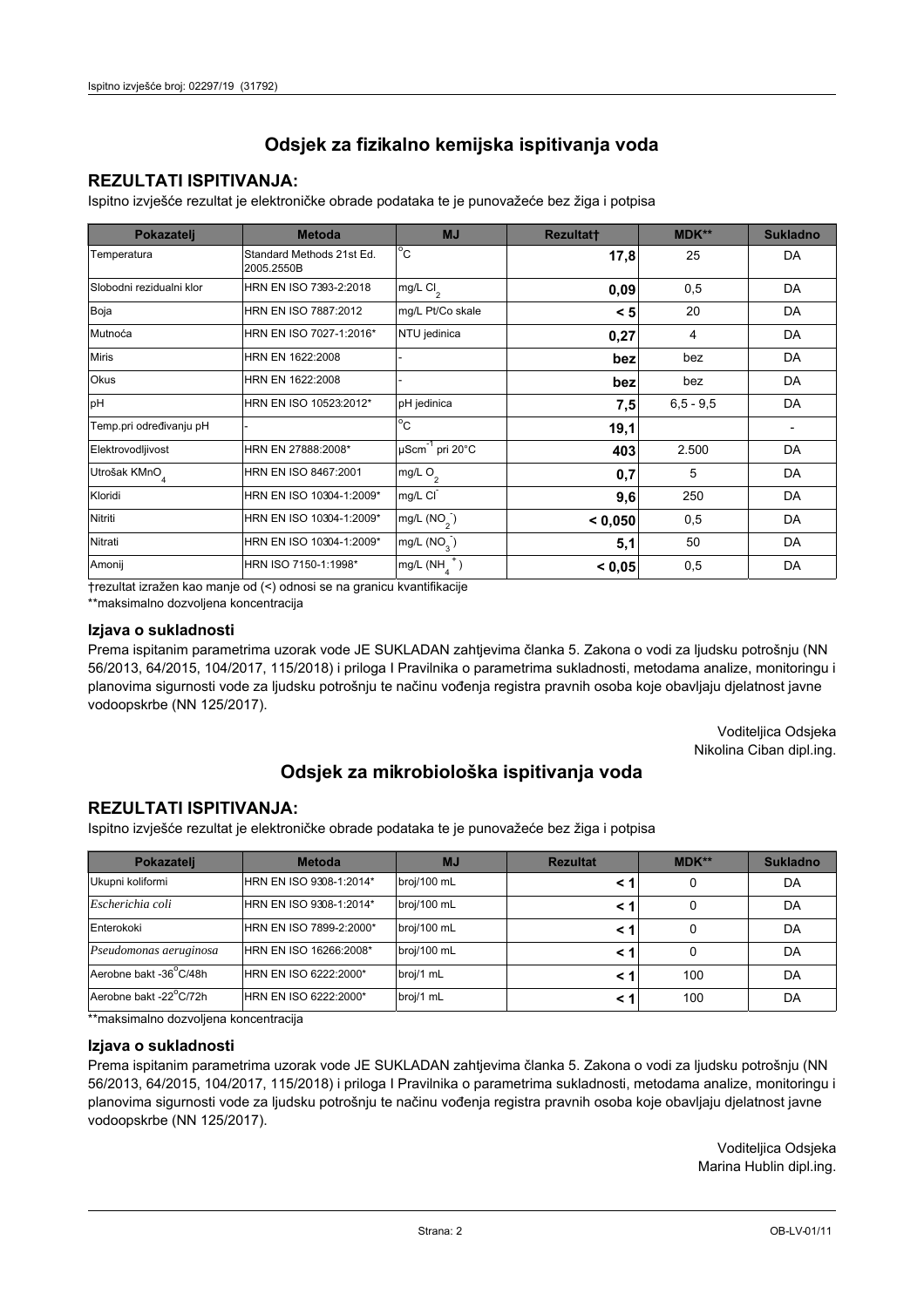## Odsjek za fizikalno kemijska ispitivanja voda

### REZULTATI ISPITIVANJA:

Ispitno izvješće rezultat je elektroničke obrade podataka te je punovažeće bez žiga i potpisa

| Pokazatelj | Metoda | MJ | Rezultat† | MDK** | Sukladno |
|---|---|---|---|---|---|
| Temperatura | Standard Methods 21st Ed. 2005.2550B | °C | **17,8** | 25 | DA |
| Slobodni rezidualni klor | HRN EN ISO 7393-2:2018 | mg/L $Cl_2$ | **0,09** | 0,5 | DA |
| Boja | HRN EN ISO 7887:2012 | mg/L Pt/Co skale | **< 5** | 20 | DA |
| Mutnoća | HRN EN ISO 7027-1:2016* | NTU jedinica | **0,27** | 4 | DA |
| Miris | HRN EN 1622:2008 | - | **bez** | bez | DA |
| Okus | HRN EN 1622:2008 | - | **bez** | bez | DA |
| pH | HRN EN ISO 10523:2012* | pH jedinica | **7,5** | 6,5 - 9,5 | DA |
| Temp.pri određivanju pH | - | °C | **19,1** | | - |
| Elektrovodljivost | HRN EN 27888:2008* | $\mu Scm^{-1}$ pri 20°C | **403** | 2.500 | DA |
| Utrošak $KMnO_4$ | HRN EN ISO 8467:2001 | mg/L $O_2$ | **0,7** | 5 | DA |
| Kloridi | HRN EN ISO 10304-1:2009* | mg/L $Cl^-$ | **9,6** | 250 | DA |
| Nitriti | HRN EN ISO 10304-1:2009* | mg/L ($NO_2^-$) | **< 0,050** | 0,5 | DA |
| Nitrati | HRN EN ISO 10304-1:2009* | mg/L ($NO_3^-$) | **5,1** | 50 | DA |
| Amonij | HRN ISO 7150-1:1998* | mg/L ($NH_4^+$) | **< 0,05** | 0,5 | DA |

†rezultat izražen kao manje od (<) odnosi se na granicu kvantifikacije

**maksimalno dozvoljena koncentracija

### Izjava o sukladnosti

Prema ispitanim parametrima uzorak vode JE SUKLADAN zahtjevima članka 5. Zakona o vodi za ljudsku potrošnju (NN 56/2013, 64/2015, 104/2017, 115/2018) i priloga I Pravilnika o parametrima sukladnosti, metodama analize, monitoringu i planovima sigurnosti vode za ljudsku potrošnju te načinu vođenja registra pravnih osoba koje obavljaju djelatnost javne vodoopskrbe (NN 125/2017).

Voditeljica Odsjeka
Nikolina Ciban dipl.ing.

## Odsjek za mikrobiološka ispitivanja voda

### REZULTATI ISPITIVANJA:

Ispitno izvješće rezultat je elektroničke obrade podataka te je punovažeće bez žiga i potpisa

| Pokazatelj | Metoda | MJ | Rezultat | MDK** | Sukladno |
|---|---|---|---|---|---|
| Ukupni koliformi | HRN EN ISO 9308-1:2014* | broj/100 mL | **< 1** | 0 | DA |
| *Escherichia coli* | HRN EN ISO 9308-1:2014* | broj/100 mL | **< 1** | 0 | DA |
| Enterokoki | HRN EN ISO 7899-2:2000* | broj/100 mL | **< 1** | 0 | DA |
| *Pseudomonas aeruginosa* | HRN EN ISO 16266:2008* | broj/100 mL | **< 1** | 0 | DA |
| Aerobne bakt -36°C/48h | HRN EN ISO 6222:2000* | broj/1 mL | **< 1** | 100 | DA |
| Aerobne bakt -22°C/72h | HRN EN ISO 6222:2000* | broj/1 mL | **< 1** | 100 | DA |

**maksimalno dozvoljena koncentracija

### Izjava o sukladnosti

Prema ispitanim parametrima uzorak vode JE SUKLADAN zahtjevima članka 5. Zakona o vodi za ljudsku potrošnju (NN 56/2013, 64/2015, 104/2017, 115/2018) i priloga I Pravilnika o parametrima sukladnosti, metodama analize, monitoringu i planovima sigurnosti vode za ljudsku potrošnju te načinu vođenja registra pravnih osoba koje obavljaju djelatnost javne vodoopskrbe (NN 125/2017).

Voditeljica Odsjeka
Marina Hublin dipl.ing.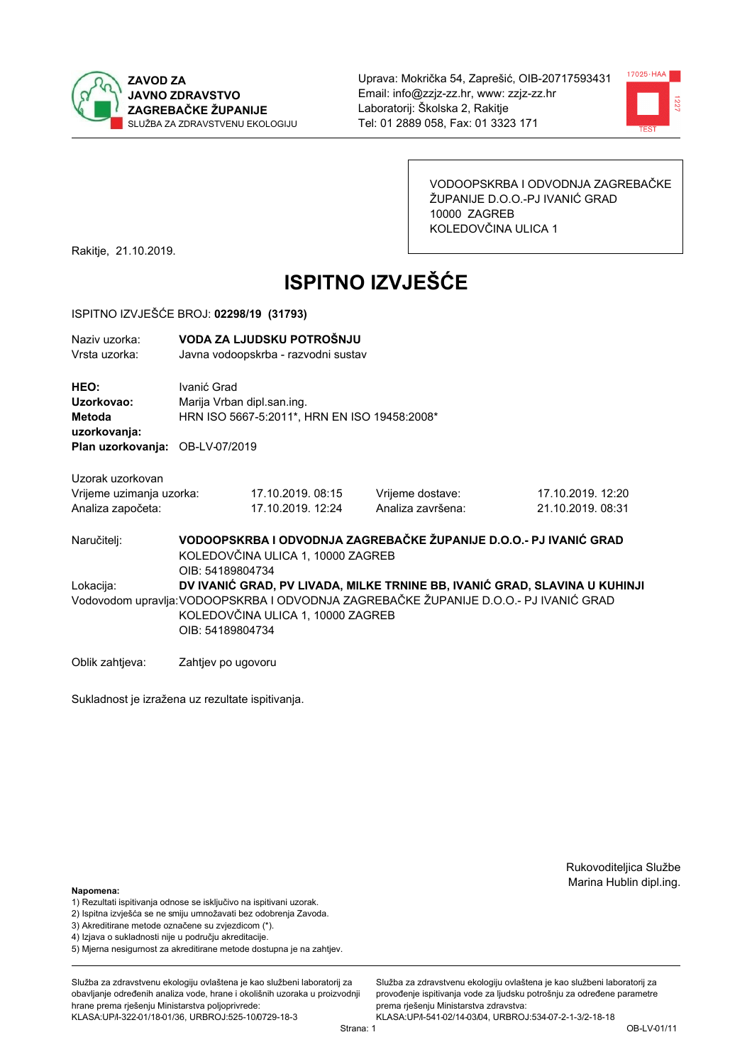**ZAVOD ZA JAVNO ZDRAVSTVO ZAGREBAČKE ŽUPANIJE**
SLUŽBA ZA ZDRAVSTVENU EKOLOGIJU

Uprava: Mokrička 54, Zaprešić, OIB-20717593431
Email: info@zzjz-zz.hr, www: zzjz-zz.hr
Laboratorij: Školska 2, Rakitje
Tel: 01 2889 058, Fax: 01 3323 171

VODOOPSKRBA I ODVODNJA ZAGREBAČKE ŽUPANIJE D.O.O.-PJ IVANIĆ GRAD
10000 ZAGREB
KOLEDOVČINA ULICA 1

Rakitje, 21.10.2019.

# ISPITNO IZVJEŠĆE

ISPITNO IZVJEŠĆE BROJ: **02298/19 (31793)**

Naziv uzorka: **VODA ZA LJUDSKU POTROŠNJU**
Vrsta uzorka: Javna vodoopskrba - razvodni sustav

**HEO:** Ivanić Grad
**Uzorkovao:** Marija Vrban dipl.san.ing.
**Metoda uzorkovanja:** HRN ISO 5667-5:2011*, HRN EN ISO 19458:2008*
**Plan uzorkovanja:** OB-LV-07/2019

Uzorak uzorkovan

| | | | |
|---|---|---|---|
| Vrijeme uzimanja uzorka: | 17.10.2019. 08:15 | Vrijeme dostave: | 17.10.2019. 12:20 |
| Analiza započeta: | 17.10.2019. 12:24 | Analiza završena: | 21.10.2019. 08:31 |

Naručitelj: **VODOOPSKRBA I ODVODNJA ZAGREBAČKE ŽUPANIJE D.O.O.- PJ IVANIĆ GRAD**
KOLEDOVČINA ULICA 1, 10000 ZAGREB
OIB: 54189804734

Lokacija: **DV IVANIĆ GRAD, PV LIVADA, MILKE TRNINE BB, IVANIĆ GRAD, SLAVINA U KUHINJI**

Vodovodom upravlja: VODOOPSKRBA I ODVODNJA ZAGREBAČKE ŽUPANIJE D.O.O.- PJ IVANIĆ GRAD
KOLEDOVČINA ULICA 1, 10000 ZAGREB
OIB: 54189804734

Oblik zahtjeva: Zahtjev po ugovoru

Sukladnost je izražena uz rezultate ispitivanja.

Rukovoditeljica Službe
Marina Hublin dipl.ing.

**Napomena:**
1) Rezultati ispitivanja odnose se isključivo na ispitivani uzorak.
2) Ispitna izvješća se ne smiju umnožavati bez odobrenja Zavoda.
3) Akreditirane metode označene su zvjezdicom (*).
4) Izjava o sukladnosti nije u području akreditacije.
5) Mjerna nesigurnost za akreditirane metode dostupna je na zahtjev.

Služba za zdravstvenu ekologiju ovlaštena je kao službeni laboratorij za obavljanje određenih analiza vode, hrane i okolišnih uzoraka u proizvodnji hrane prema rješenju Ministarstva poljoprivrede: KLASA:UP/I-322-01/18-01/36, URBROJ:525-10/0729-18-3

Služba za zdravstvenu ekologiju ovlaštena je kao službeni laboratorij za provođenje ispitivanja vode za ljudsku potrošnju za određene parametre prema rješenju Ministarstva zdravstva: KLASA:UP/I-541-02/14-03/04, URBROJ:534-07-2-1-3/2-18-18

OB-LV-01/11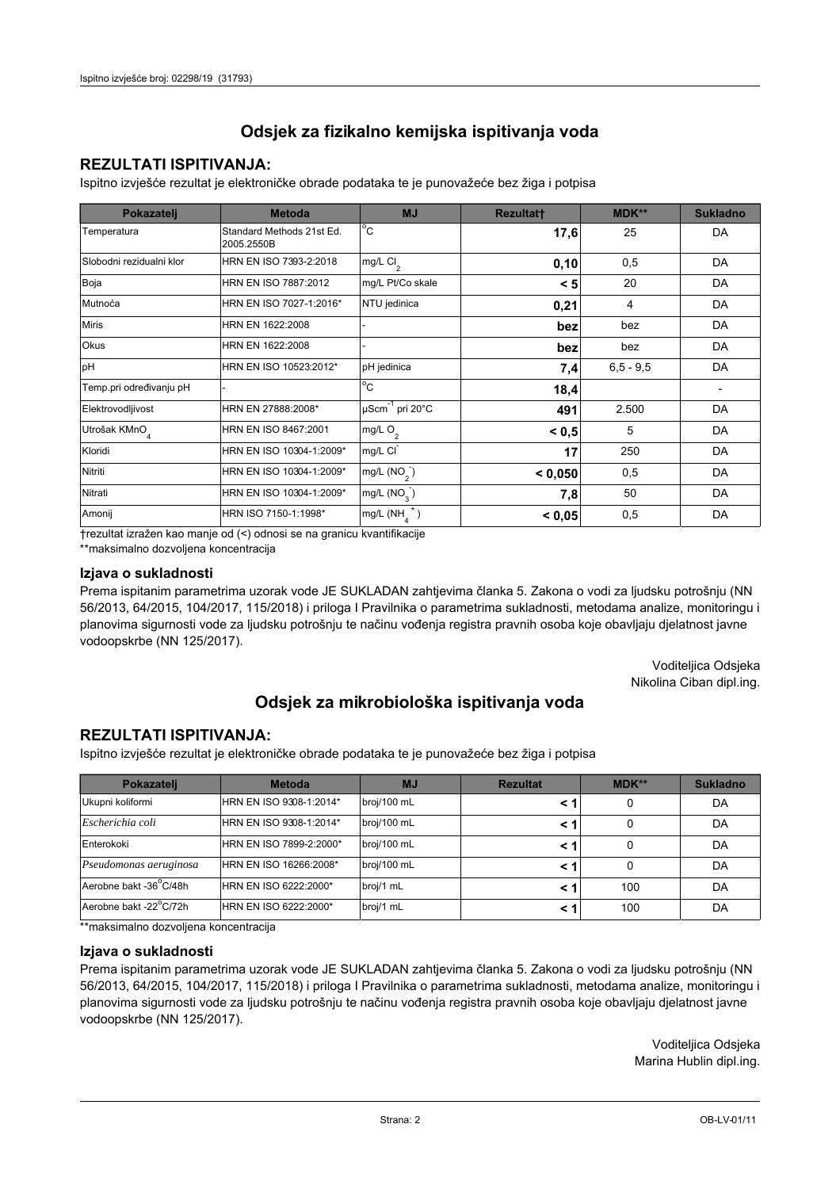# Odsjek za fizikalno kemijska ispitivanja voda

## REZULTATI ISPITIVANJA:

Ispitno izvješće rezultat je elektroničke obrade podataka te je punovažeće bez žiga i potpisa

| Pokazatelj | Metoda | MJ | Rezultat† | MDK** | Sukladno |
|---|---|---|---|---|---|
| Temperatura | Standard Methods 21st Ed. 2005.2550B | °C | **17,6** | 25 | DA |
| Slobodni rezidualni klor | HRN EN ISO 7393-2:2018 | mg/L $Cl_2$ | **0,10** | 0,5 | DA |
| Boja | HRN EN ISO 7887:2012 | mg/L Pt/Co skale | **< 5** | 20 | DA |
| Mutnoća | HRN EN ISO 7027-1:2016* | NTU jedinica | **0,21** | 4 | DA |
| Miris | HRN EN 1622:2008 | - | **bez** | bez | DA |
| Okus | HRN EN 1622:2008 | - | **bez** | bez | DA |
| pH | HRN EN ISO 10523:2012* | pH jedinica | **7,4** | 6,5 - 9,5 | DA |
| Temp.pri određivanju pH | - | °C | **18,4** | | - |
| Elektrovodljivost | HRN EN 27888:2008* | $\mu Scm^{-1}$ pri 20°C | **491** | 2.500 | DA |
| Utrošak $KMnO_4$ | HRN EN ISO 8467:2001 | mg/L $O_2$ | **< 0,5** | 5 | DA |
| Kloridi | HRN EN ISO 10304-1:2009* | mg/L $Cl^-$ | **17** | 250 | DA |
| Nitriti | HRN EN ISO 10304-1:2009* | mg/L ($NO_2^-$) | **< 0,050** | 0,5 | DA |
| Nitrati | HRN EN ISO 10304-1:2009* | mg/L ($NO_3^-$) | **7,8** | 50 | DA |
| Amonij | HRN ISO 7150-1:1998* | mg/L ($NH_4^+$) | **< 0,05** | 0,5 | DA |

†rezultat izražen kao manje od (<) odnosi se na granicu kvantifikacije

**maksimalno dozvoljena koncentracija

### Izjava o sukladnosti

Prema ispitanim parametrima uzorak vode JE SUKLADAN zahtjevima članka 5. Zakona o vodi za ljudsku potrošnju (NN 56/2013, 64/2015, 104/2017, 115/2018) i priloga I Pravilnika o parametrima sukladnosti, metodama analize, monitoringu i planovima sigurnosti vode za ljudsku potrošnju te načinu vođenja registra pravnih osoba koje obavljaju djelatnost javne vodoopskrbe (NN 125/2017).

Voditeljica Odsjeka
Nikolina Ciban dipl.ing.

# Odsjek za mikrobiološka ispitivanja voda

## REZULTATI ISPITIVANJA:

Ispitno izvješće rezultat je elektroničke obrade podataka te je punovažeće bez žiga i potpisa

| Pokazatelj | Metoda | MJ | Rezultat | MDK** | Sukladno |
|---|---|---|---|---|---|
| Ukupni koliformi | HRN EN ISO 9308-1:2014* | broj/100 mL | **< 1** | 0 | DA |
| *Escherichia coli* | HRN EN ISO 9308-1:2014* | broj/100 mL | **< 1** | 0 | DA |
| Enterokoki | HRN EN ISO 7899-2:2000* | broj/100 mL | **< 1** | 0 | DA |
| *Pseudomonas aeruginosa* | HRN EN ISO 16266:2008* | broj/100 mL | **< 1** | 0 | DA |
| Aerobne bakt -36°C/48h | HRN EN ISO 6222:2000* | broj/1 mL | **< 1** | 100 | DA |
| Aerobne bakt -22°C/72h | HRN EN ISO 6222:2000* | broj/1 mL | **< 1** | 100 | DA |

**maksimalno dozvoljena koncentracija

### Izjava o sukladnosti

Prema ispitanim parametrima uzorak vode JE SUKLADAN zahtjevima članka 5. Zakona o vodi za ljudsku potrošnju (NN 56/2013, 64/2015, 104/2017, 115/2018) i priloga I Pravilnika o parametrima sukladnosti, metodama analize, monitoringu i planovima sigurnosti vode za ljudsku potrošnju te načinu vođenja registra pravnih osoba koje obavljaju djelatnost javne vodoopskrbe (NN 125/2017).

Voditeljica Odsjeka
Marina Hublin dipl.ing.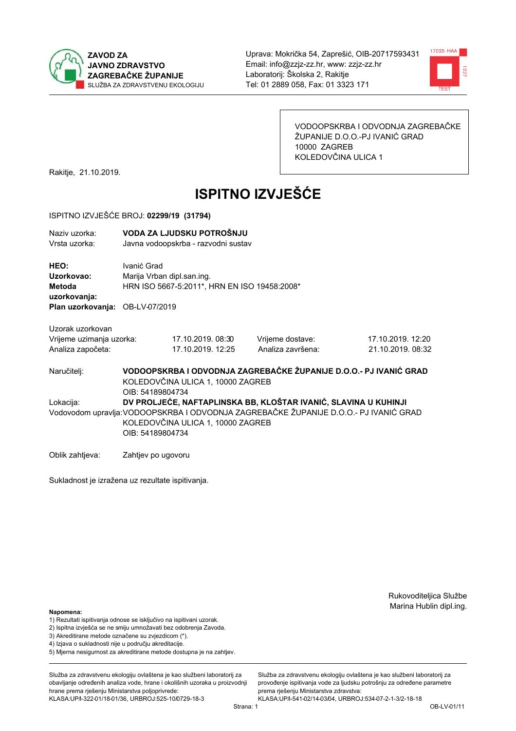ZAVOD ZA JAVNO ZDRAVSTVO ZAGREBAČKE ŽUPANIJE
SLUŽBA ZA ZDRAVSTVENU EKOLOGIJU

Uprava: Mokrička 54, Zaprešić, OIB-20717593431
Email: info@zzjz-zz.hr, www: zzjz-zz.hr
Laboratorij: Školska 2, Rakitje
Tel: 01 2889 058, Fax: 01 3323 171

VODOOPSKRBA I ODVODNJA ZAGREBAČKE ŽUPANIJE D.O.O.-PJ IVANIĆ GRAD
10000 ZAGREB
KOLEDOVČINA ULICA 1

Rakitje, 21.10.2019.

# ISPITNO IZVJEŠĆE

ISPITNO IZVJEŠĆE BROJ: **02299/19 (31794)**

Naziv uzorka: **VODA ZA LJUDSKU POTROŠNJU**
Vrsta uzorka: Javna vodoopskrba - razvodni sustav

**HEO:** Ivanić Grad
**Uzorkovao:** Marija Vrban dipl.san.ing.
**Metoda uzorkovanja:** HRN ISO 5667-5:2011*, HRN EN ISO 19458:2008*
**Plan uzorkovanja:** OB-LV-07/2019

Uzorak uzorkovan

| | | | |
|---|---|---|---|
| Vrijeme uzimanja uzorka: | 17.10.2019. 08:30 | Vrijeme dostave: | 17.10.2019. 12:20 |
| Analiza započeta: | 17.10.2019. 12:25 | Analiza završena: | 21.10.2019. 08:32 |

Naručitelj: **VODOOPSKRBA I ODVODNJA ZAGREBAČKE ŽUPANIJE D.O.O.- PJ IVANIĆ GRAD**
KOLEDOVČINA ULICA 1, 10000 ZAGREB
OIB: 54189804734

Lokacija: **DV PROLJEĆE, NAFTAPLINSKA BB, KLOŠTAR IVANIĆ, SLAVINA U KUHINJI**

Vodovodom upravlja: VODOOPSKRBA I ODVODNJA ZAGREBAČKE ŽUPANIJE D.O.O.- PJ IVANIĆ GRAD
KOLEDOVČINA ULICA 1, 10000 ZAGREB
OIB: 54189804734

Oblik zahtjeva: Zahtjev po ugovoru

Sukladnost je izražena uz rezultate ispitivanja.

Rukovoditeljica Službe
Marina Hublin dipl.ing.

**Napomena:**
1) Rezultati ispitivanja odnose se isključivo na ispitivani uzorak.
2) Ispitna izvješća se ne smiju umnožavati bez odobrenja Zavoda.
3) Akreditirane metode označene su zvjezdicom (*).
4) Izjava o sukladnosti nije u području akreditacije.
5) Mjerna nesigurnost za akreditirane metode dostupna je na zahtjev.

Služba za zdravstvenu ekologiju ovlaštena je kao službeni laboratorij za obavljanje određenih analiza vode, hrane i okolišnih uzoraka u proizvodnji hrane prema rješenju Ministarstva poljoprivrede:
KLASA:UP/I-322-01/18-01/36, URBROJ:525-10/0729-18-3

Služba za zdravstvenu ekologiju ovlaštena je kao službeni laboratorij za provođenje ispitivanja vode za ljudsku potrošnju za određene parametre prema rješenju Ministarstva zdravstva:
KLASA:UP/I-541-02/14-03/04, URBROJ:534-07-2-1-3/2-18-18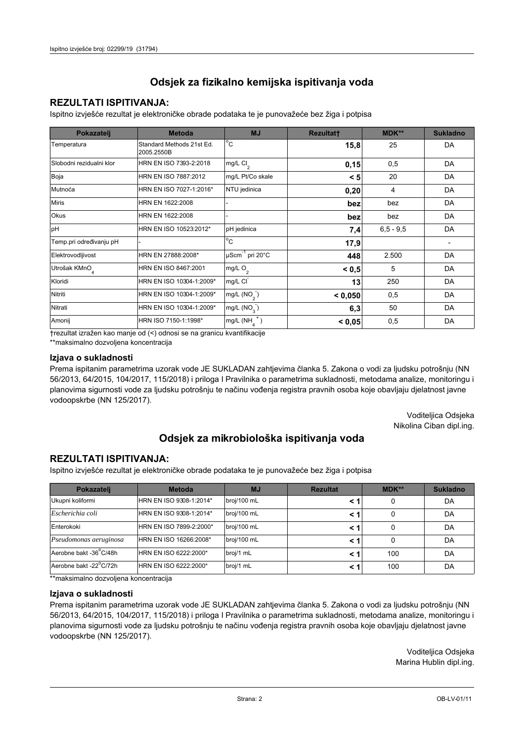## Odsjek za fizikalno kemijska ispitivanja voda

### REZULTATI ISPITIVANJA:

Ispitno izvješće rezultat je elektroničke obrade podataka te je punovažeće bez žiga i potpisa

| Pokazatelj | Metoda | MJ | Rezultat† | MDK** | Sukladno |
|---|---|---|---|---|---|
| Temperatura | Standard Methods 21st Ed. 2005.2550B | °C | **15,8** | 25 | DA |
| Slobodni rezidualni klor | HRN EN ISO 7393-2:2018 | mg/L $Cl_2$ | **0,15** | 0,5 | DA |
| Boja | HRN EN ISO 7887:2012 | mg/L Pt/Co skale | **< 5** | 20 | DA |
| Mutnoća | HRN EN ISO 7027-1:2016* | NTU jedinica | **0,20** | 4 | DA |
| Miris | HRN EN 1622:2008 | - | **bez** | bez | DA |
| Okus | HRN EN 1622:2008 | - | **bez** | bez | DA |
| pH | HRN EN ISO 10523:2012* | pH jedinica | **7,4** | 6,5 - 9,5 | DA |
| Temp.pri određivanju pH | - | °C | **17,9** | | - |
| Elektrovodljivost | HRN EN 27888:2008* | $\mu Scm^{-1}$ pri 20°C | **448** | 2.500 | DA |
| Utrošak $KMnO_4$ | HRN EN ISO 8467:2001 | mg/L $O_2$ | **< 0,5** | 5 | DA |
| Kloridi | HRN EN ISO 10304-1:2009* | mg/L $Cl^-$ | **13** | 250 | DA |
| Nitriti | HRN EN ISO 10304-1:2009* | mg/L $(NO_2^-)$ | **< 0,050** | 0,5 | DA |
| Nitrati | HRN EN ISO 10304-1:2009* | mg/L $(NO_3^-)$ | **6,3** | 50 | DA |
| Amonij | HRN ISO 7150-1:1998* | mg/L $(NH_4^+)$ | **< 0,05** | 0,5 | DA |

†rezultat izražen kao manje od (<) odnosi se na granicu kvantifikacije

**maksimalno dozvoljena koncentracija

### Izjava o sukladnosti

Prema ispitanim parametrima uzorak vode JE SUKLADAN zahtjevima članka 5. Zakona o vodi za ljudsku potrošnju (NN 56/2013, 64/2015, 104/2017, 115/2018) i priloga I Pravilnika o parametrima sukladnosti, metodama analize, monitoringu i planovima sigurnosti vode za ljudsku potrošnju te načinu vođenja registra pravnih osoba koje obavljaju djelatnost javne vodoopskrbe (NN 125/2017).

Voditeljica Odsjeka
Nikolina Ciban dipl.ing.

## Odsjek za mikrobiološka ispitivanja voda

### REZULTATI ISPITIVANJA:

Ispitno izvješće rezultat je elektroničke obrade podataka te je punovažeće bez žiga i potpisa

| Pokazatelj | Metoda | MJ | Rezultat | MDK** | Sukladno |
|---|---|---|---|---|---|
| Ukupni koliformi | HRN EN ISO 9308-1:2014* | broj/100 mL | **< 1** | 0 | DA |
| *Escherichia coli* | HRN EN ISO 9308-1:2014* | broj/100 mL | **< 1** | 0 | DA |
| Enterokoki | HRN EN ISO 7899-2:2000* | broj/100 mL | **< 1** | 0 | DA |
| *Pseudomonas aeruginosa* | HRN EN ISO 16266:2008* | broj/100 mL | **< 1** | 0 | DA |
| Aerobne bakt -36°C/48h | HRN EN ISO 6222:2000* | broj/1 mL | **< 1** | 100 | DA |
| Aerobne bakt -22°C/72h | HRN EN ISO 6222:2000* | broj/1 mL | **< 1** | 100 | DA |

**maksimalno dozvoljena koncentracija

### Izjava o sukladnosti

Prema ispitanim parametrima uzorak vode JE SUKLADAN zahtjevima članka 5. Zakona o vodi za ljudsku potrošnju (NN 56/2013, 64/2015, 104/2017, 115/2018) i priloga I Pravilnika o parametrima sukladnosti, metodama analize, monitoringu i planovima sigurnosti vode za ljudsku potrošnju te načinu vođenja registra pravnih osoba koje obavljaju djelatnost javne vodoopskrbe (NN 125/2017).

Voditeljica Odsjeka
Marina Hublin dipl.ing.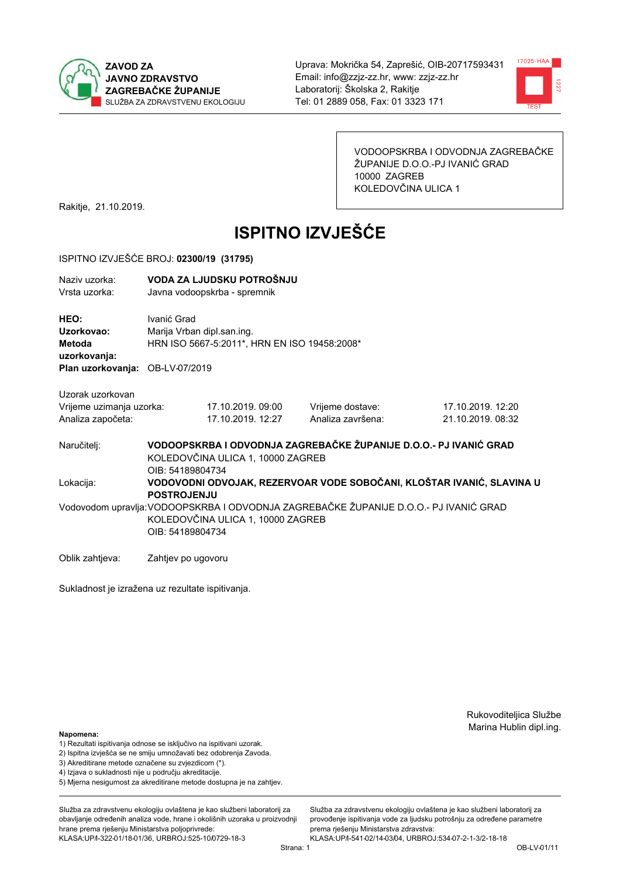ZAVOD ZA
JAVNO ZDRAVSTVO
ZAGREBAČKE ŽUPANIJE
SLUŽBA ZA ZDRAVSTVENU EKOLOGIJU

Uprava: Mokrička 54, Zaprešić, OIB-20717593431
Email: info@zzjz-zz.hr, www: zzjz-zz.hr
Laboratorij: Školska 2, Rakitje
Tel: 01 2889 058, Fax: 01 3323 171

VODOOPSKRBA I ODVODNJA ZAGREBAČKE ŽUPANIJE D.O.O.-PJ IVANIĆ GRAD
10000 ZAGREB
KOLEDOVČINA ULICA 1

Rakitje, 21.10.2019.

# ISPITNO IZVJEŠĆE

ISPITNO IZVJEŠĆE BROJ: **02300/19 (31795)**

Naziv uzorka: **VODA ZA LJUDSKU POTROŠNJU**
Vrsta uzorka: Javna vodoopskrba - spremnik

**HEO:** Ivanić Grad
**Uzorkovao:** Marija Vrban dipl.san.ing.
**Metoda uzorkovanja:** HRN ISO 5667-5:2011*, HRN EN ISO 19458:2008*
**Plan uzorkovanja:** OB-LV-07/2019

Uzorak uzorkovan

| | | | |
|---|---|---|---|
| Vrijeme uzimanja uzorka: | 17.10.2019. 09:00 | Vrijeme dostave: | 17.10.2019. 12:20 |
| Analiza započeta: | 17.10.2019. 12:27 | Analiza završena: | 21.10.2019. 08:32 |

Naručitelj: **VODOOPSKRBA I ODVODNJA ZAGREBAČKE ŽUPANIJE D.O.O.- PJ IVANIĆ GRAD**
KOLEDOVČINA ULICA 1, 10000 ZAGREB
OIB: 54189804734

Lokacija: **VODOVODNI ODVOJAK, REZERVOAR VODE SOBOČANI, KLOŠTAR IVANIĆ, SLAVINA U POSTROJENJU**

Vodovodom upravlja: VODOOPSKRBA I ODVODNJA ZAGREBAČKE ŽUPANIJE D.O.O.- PJ IVANIĆ GRAD
KOLEDOVČINA ULICA 1, 10000 ZAGREB
OIB: 54189804734

Oblik zahtjeva: Zahtjev po ugovoru

Sukladnost je izražena uz rezultate ispitivanja.

Rukovoditeljica Službe
Marina Hublin dipl.ing.

**Napomena:**
1) Rezultati ispitivanja odnose se isključivo na ispitivani uzorak.
2) Ispitna izvješća se ne smiju umnožavati bez odobrenja Zavoda.
3) Akreditirane metode označene su zvjezdicom (*).
4) Izjava o sukladnosti nije u području akreditacije.
5) Mjerna nesigurnost za akreditirane metode dostupna je na zahtjev.

Služba za zdravstvenu ekologiju ovlaštena je kao službeni laboratorij za obavljanje određenih analiza vode, hrane i okolišnih uzoraka u proizvodnji hrane prema rješenju Ministarstva poljoprivrede: KLASA:UP/I-322-01/18-01/36, URBROJ:525-10/0729-18-3

Služba za zdravstvenu ekologiju ovlaštena je kao službeni laboratorij za provođenje ispitivanja vode za ljudsku potrošnju za određene parametre prema rješenju Ministarstva zdravstva: KLASA:UP/I-541-02/14-03/04, URBROJ:534-07-2-1-3/2-18-18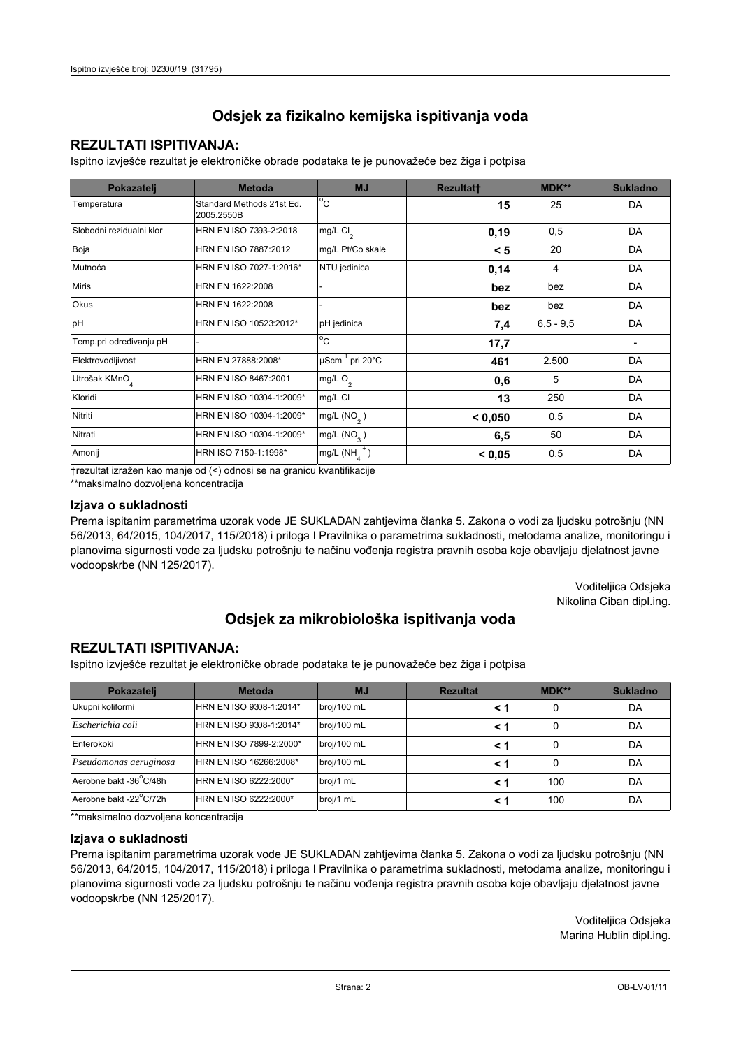## Odsjek za fizikalno kemijska ispitivanja voda

### REZULTATI ISPITIVANJA:

Ispitno izvješće rezultat je elektroničke obrade podataka te je punovažeće bez žiga i potpisa

| Pokazatelj | Metoda | MJ | Rezultat† | MDK** | Sukladno |
|---|---|---|---|---|---|
| Temperatura | Standard Methods 21st Ed. 2005.2550B | °C | **15** | 25 | DA |
| Slobodni rezidualni klor | HRN EN ISO 7393-2:2018 | mg/L $Cl_2$ | **0,19** | 0,5 | DA |
| Boja | HRN EN ISO 7887:2012 | mg/L Pt/Co skale | **< 5** | 20 | DA |
| Mutnoća | HRN EN ISO 7027-1:2016* | NTU jedinica | **0,14** | 4 | DA |
| Miris | HRN EN 1622:2008 | - | **bez** | bez | DA |
| Okus | HRN EN 1622:2008 | - | **bez** | bez | DA |
| pH | HRN EN ISO 10523:2012* | pH jedinica | **7,4** | 6,5 - 9,5 | DA |
| Temp.pri određivanju pH | - | °C | **17,7** | | - |
| Elektrovodljivost | HRN EN 27888:2008* | $\mu Scm^{-1}$ pri 20°C | **461** | 2.500 | DA |
| Utrošak $KMnO_4$ | HRN EN ISO 8467:2001 | mg/L $O_2$ | **0,6** | 5 | DA |
| Kloridi | HRN EN ISO 10304-1:2009* | mg/L $Cl^-$ | **13** | 250 | DA |
| Nitriti | HRN EN ISO 10304-1:2009* | mg/L ($NO_2^-$) | **< 0,050** | 0,5 | DA |
| Nitrati | HRN EN ISO 10304-1:2009* | mg/L ($NO_3^-$) | **6,5** | 50 | DA |
| Amonij | HRN ISO 7150-1:1998* | mg/L ($NH_4^+$) | **< 0,05** | 0,5 | DA |

†rezultat izražen kao manje od (<) odnosi se na granicu kvantifikacije

**maksimalno dozvoljena koncentracija

### Izjava o sukladnosti

Prema ispitanim parametrima uzorak vode JE SUKLADAN zahtjevima članka 5. Zakona o vodi za ljudsku potrošnju (NN 56/2013, 64/2015, 104/2017, 115/2018) i priloga I Pravilnika o parametrima sukladnosti, metodama analize, monitoringu i planovima sigurnosti vode za ljudsku potrošnju te načinu vođenja registra pravnih osoba koje obavljaju djelatnost javne vodoopskrbe (NN 125/2017).

Voditeljica Odsjeka
Nikolina Ciban dipl.ing.

## Odsjek za mikrobiološka ispitivanja voda

### REZULTATI ISPITIVANJA:

Ispitno izvješće rezultat je elektroničke obrade podataka te je punovažeće bez žiga i potpisa

| Pokazatelj | Metoda | MJ | Rezultat | MDK** | Sukladno |
|---|---|---|---|---|---|
| Ukupni koliformi | HRN EN ISO 9308-1:2014* | broj/100 mL | **< 1** | 0 | DA |
| *Escherichia coli* | HRN EN ISO 9308-1:2014* | broj/100 mL | **< 1** | 0 | DA |
| Enterokoki | HRN EN ISO 7899-2:2000* | broj/100 mL | **< 1** | 0 | DA |
| *Pseudomonas aeruginosa* | HRN EN ISO 16266:2008* | broj/100 mL | **< 1** | 0 | DA |
| Aerobne bakt -36°C/48h | HRN EN ISO 6222:2000* | broj/1 mL | **< 1** | 100 | DA |
| Aerobne bakt -22°C/72h | HRN EN ISO 6222:2000* | broj/1 mL | **< 1** | 100 | DA |

**maksimalno dozvoljena koncentracija

### Izjava o sukladnosti

Prema ispitanim parametrima uzorak vode JE SUKLADAN zahtjevima članka 5. Zakona o vodi za ljudsku potrošnju (NN 56/2013, 64/2015, 104/2017, 115/2018) i priloga I Pravilnika o parametrima sukladnosti, metodama analize, monitoringu i planovima sigurnosti vode za ljudsku potrošnju te načinu vođenja registra pravnih osoba koje obavljaju djelatnost javne vodoopskrbe (NN 125/2017).

Voditeljica Odsjeka
Marina Hublin dipl.ing.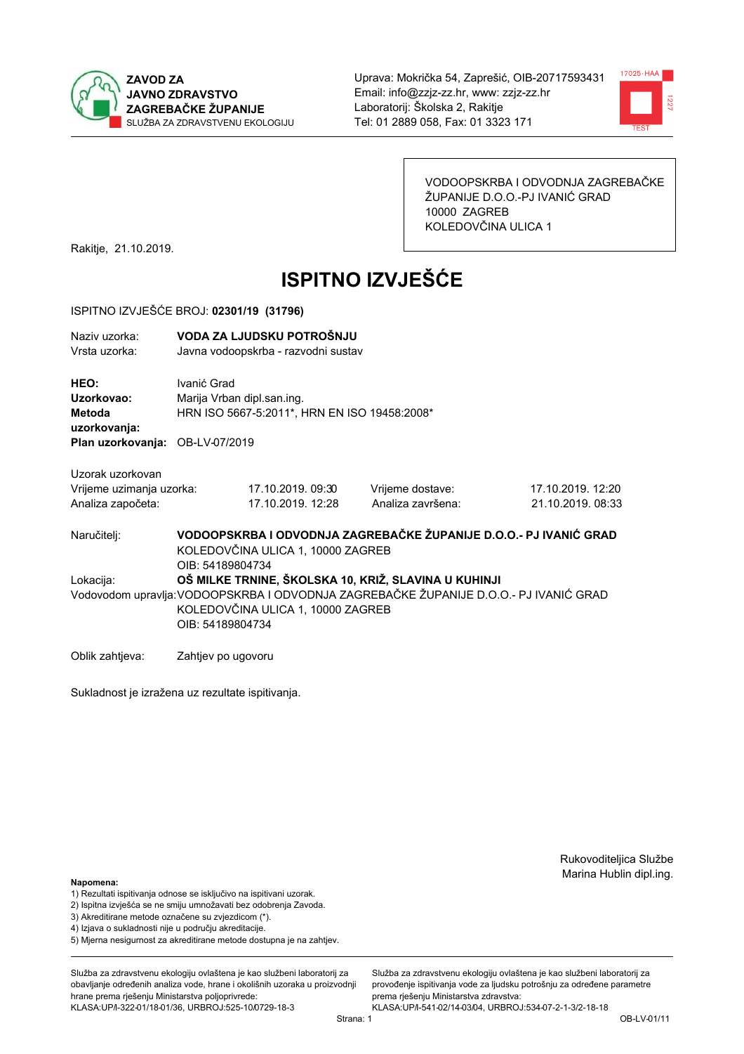**ZAVOD ZA JAVNO ZDRAVSTVO ZAGREBAČKE ŽUPANIJE**
SLUŽBA ZA ZDRAVSTVENU EKOLOGIJU

Uprava: Mokrička 54, Zaprešić, OIB-20717593431
Email: info@zzjz-zz.hr, www: zzjz-zz.hr
Laboratorij: Školska 2, Rakitje
Tel: 01 2889 058, Fax: 01 3323 171

VODOOPSKRBA I ODVODNJA ZAGREBAČKE ŽUPANIJE D.O.O.-PJ IVANIĆ GRAD
10000 ZAGREB
KOLEDOVČINA ULICA 1

Rakitje, 21.10.2019.

# ISPITNO IZVJEŠĆE

ISPITNO IZVJEŠĆE BROJ: **02301/19 (31796)**

Naziv uzorka: **VODA ZA LJUDSKU POTROŠNJU**
Vrsta uzorka: Javna vodoopskrba - razvodni sustav

**HEO:** Ivanić Grad
**Uzorkovao:** Marija Vrban dipl.san.ing.
**Metoda uzorkovanja:** HRN ISO 5667-5:2011*, HRN EN ISO 19458:2008*
**Plan uzorkovanja:** OB-LV-07/2019

Uzorak uzorkovan

| | | | |
|---|---|---|---|
| Vrijeme uzimanja uzorka: | 17.10.2019. 09:30 | Vrijeme dostave: | 17.10.2019. 12:20 |
| Analiza započeta: | 17.10.2019. 12:28 | Analiza završena: | 21.10.2019. 08:33 |

Naručitelj: **VODOOPSKRBA I ODVODNJA ZAGREBAČKE ŽUPANIJE D.O.O.- PJ IVANIĆ GRAD**
KOLEDOVČINA ULICA 1, 10000 ZAGREB
OIB: 54189804734

Lokacija: **OŠ MILKE TRNINE, ŠKOLSKA 10, KRIŽ, SLAVINA U KUHINJI**

Vodovodom upravlja: VODOOPSKRBA I ODVODNJA ZAGREBAČKE ŽUPANIJE D.O.O.- PJ IVANIĆ GRAD
KOLEDOVČINA ULICA 1, 10000 ZAGREB
OIB: 54189804734

Oblik zahtjeva: Zahtjev po ugovoru

Sukladnost je izražena uz rezultate ispitivanja.

Rukovoditeljica Službe
Marina Hublin dipl.ing.

**Napomena:**
1) Rezultati ispitivanja odnose se isključivo na ispitivani uzorak.
2) Ispitna izvješća se ne smiju umnožavati bez odobrenja Zavoda.
3) Akreditirane metode označene su zvjezdicom (*).
4) Izjava o sukladnosti nije u području akreditacije.
5) Mjerna nesigurnost za akreditirane metode dostupna je na zahtjev.

Služba za zdravstvenu ekologiju ovlaštena je kao službeni laboratorij za obavljanje određenih analiza vode, hrane i okolišnih uzoraka u proizvodnji hrane prema rješenju Ministarstva poljoprivrede: KLASA:UP/I-322-01/18-01/36, URBROJ:525-10/0729-18-3

Služba za zdravstvenu ekologiju ovlaštena je kao službeni laboratorij za provođenje ispitivanja vode za ljudsku potrošnju za određene parametre prema rješenju Ministarstva zdravstva: KLASA:UP/I-541-02/14-03/04, URBROJ:534-07-2-1-3/2-18-18

OB-LV-01/11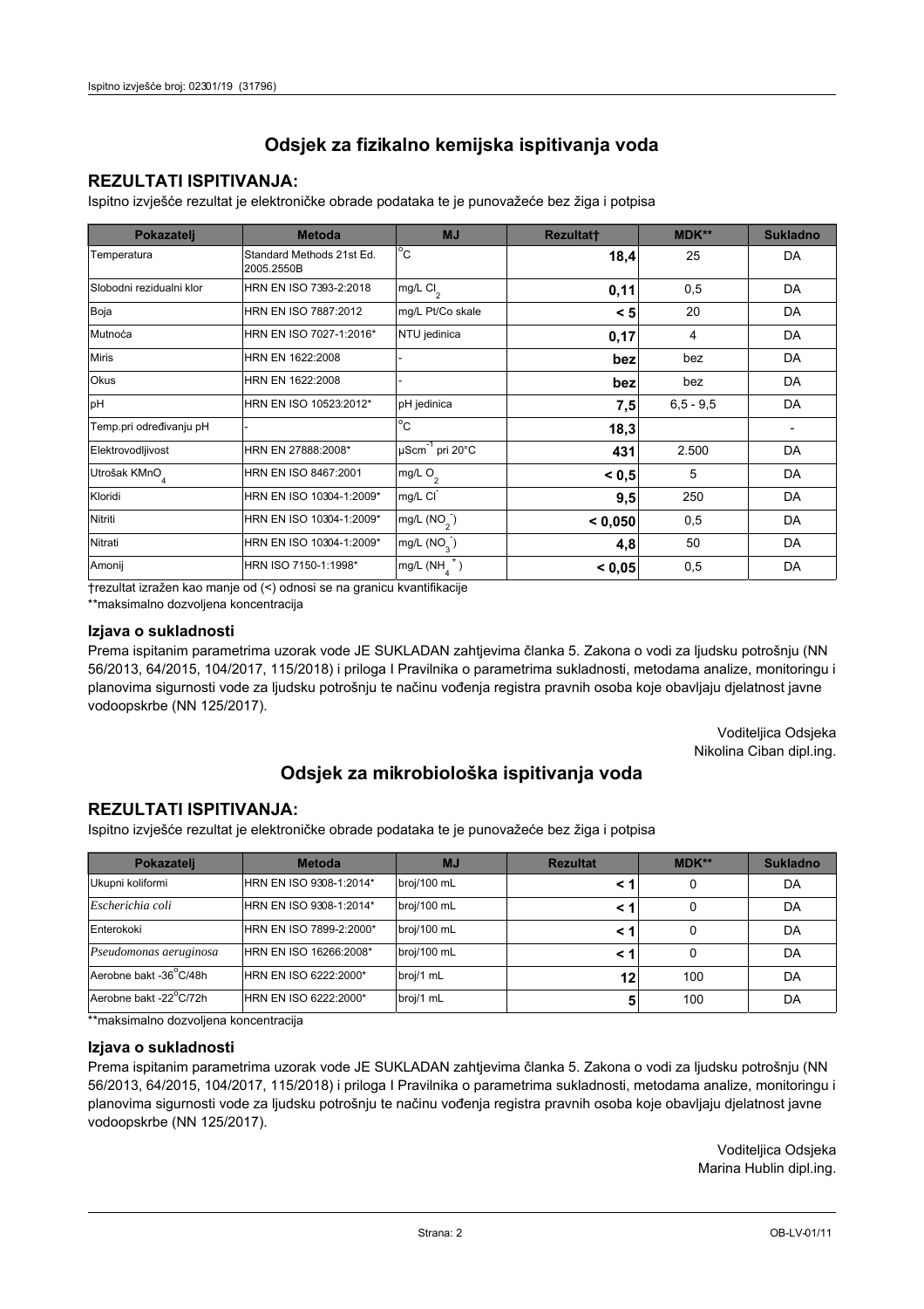# Odsjek za fizikalno kemijska ispitivanja voda

## REZULTATI ISPITIVANJA:

Ispitno izvješće rezultat je elektroničke obrade podataka te je punovažeće bez žiga i potpisa

| Pokazatelj | Metoda | MJ | Rezultat† | MDK** | Sukladno |
|---|---|---|---|---|---|
| Temperatura | Standard Methods 21st Ed. 2005.2550B | °C | **18,4** | 25 | DA |
| Slobodni rezidualni klor | HRN EN ISO 7393-2:2018 | mg/L $Cl_2$ | **0,11** | 0,5 | DA |
| Boja | HRN EN ISO 7887:2012 | mg/L Pt/Co skale | **< 5** | 20 | DA |
| Mutnoća | HRN EN ISO 7027-1:2016* | NTU jedinica | **0,17** | 4 | DA |
| Miris | HRN EN 1622:2008 | - | **bez** | bez | DA |
| Okus | HRN EN 1622:2008 | - | **bez** | bez | DA |
| pH | HRN EN ISO 10523:2012* | pH jedinica | **7,5** | 6,5 - 9,5 | DA |
| Temp.pri određivanju pH | - | °C | **18,3** | | - |
| Elektrovodljivost | HRN EN 27888:2008* | $\mu Scm^{-1}$ pri 20°C | **431** | 2.500 | DA |
| Utrošak $KMnO_4$ | HRN EN ISO 8467:2001 | mg/L $O_2$ | **< 0,5** | 5 | DA |
| Kloridi | HRN EN ISO 10304-1:2009* | mg/L $Cl^-$ | **9,5** | 250 | DA |
| Nitriti | HRN EN ISO 10304-1:2009* | mg/L ($NO_2^-$) | **< 0,050** | 0,5 | DA |
| Nitrati | HRN EN ISO 10304-1:2009* | mg/L ($NO_3^-$) | **4,8** | 50 | DA |
| Amonij | HRN ISO 7150-1:1998* | mg/L ($NH_4^+$) | **< 0,05** | 0,5 | DA |

†rezultat izražen kao manje od (<) odnosi se na granicu kvantifikacije

**maksimalno dozvoljena koncentracija

### Izjava o sukladnosti

Prema ispitanim parametrima uzorak vode JE SUKLADAN zahtjevima članka 5. Zakona o vodi za ljudsku potrošnju (NN 56/2013, 64/2015, 104/2017, 115/2018) i priloga I Pravilnika o parametrima sukladnosti, metodama analize, monitoringu i planovima sigurnosti vode za ljudsku potrošnju te načinu vođenja registra pravnih osoba koje obavljaju djelatnost javne vodoopskrbe (NN 125/2017).

Voditeljica Odsjeka
Nikolina Ciban dipl.ing.

# Odsjek za mikrobiološka ispitivanja voda

## REZULTATI ISPITIVANJA:

Ispitno izvješće rezultat je elektroničke obrade podataka te je punovažeće bez žiga i potpisa

| Pokazatelj | Metoda | MJ | Rezultat | MDK** | Sukladno |
|---|---|---|---|---|---|
| Ukupni koliformi | HRN EN ISO 9308-1:2014* | broj/100 mL | **< 1** | 0 | DA |
| *Escherichia coli* | HRN EN ISO 9308-1:2014* | broj/100 mL | **< 1** | 0 | DA |
| Enterokoki | HRN EN ISO 7899-2:2000* | broj/100 mL | **< 1** | 0 | DA |
| *Pseudomonas aeruginosa* | HRN EN ISO 16266:2008* | broj/100 mL | **< 1** | 0 | DA |
| Aerobne bakt -36°C/48h | HRN EN ISO 6222:2000* | broj/1 mL | **12** | 100 | DA |
| Aerobne bakt -22°C/72h | HRN EN ISO 6222:2000* | broj/1 mL | **5** | 100 | DA |

**maksimalno dozvoljena koncentracija

### Izjava o sukladnosti

Prema ispitanim parametrima uzorak vode JE SUKLADAN zahtjevima članka 5. Zakona o vodi za ljudsku potrošnju (NN 56/2013, 64/2015, 104/2017, 115/2018) i priloga I Pravilnika o parametrima sukladnosti, metodama analize, monitoringu i planovima sigurnosti vode za ljudsku potrošnju te načinu vođenja registra pravnih osoba koje obavljaju djelatnost javne vodoopskrbe (NN 125/2017).

Voditeljica Odsjeka
Marina Hublin dipl.ing.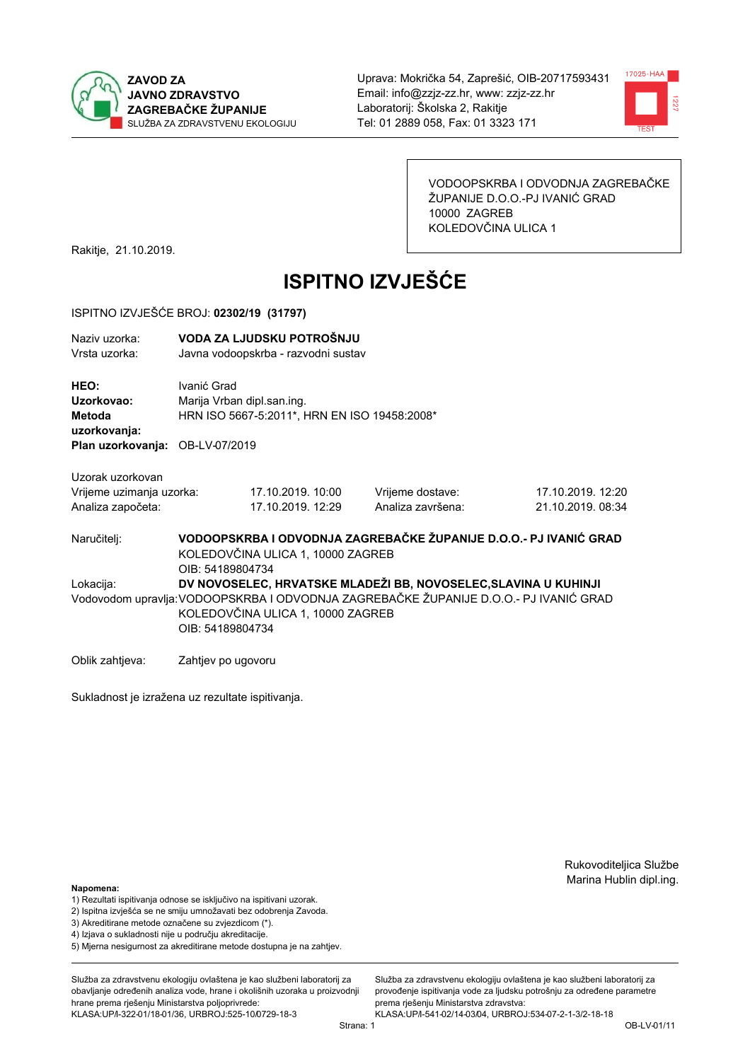**ZAVOD ZA JAVNO ZDRAVSTVO ZAGREBAČKE ŽUPANIJE**
SLUŽBA ZA ZDRAVSTVENU EKOLOGIJU

Uprava: Mokrička 54, Zaprešić, OIB-20717593431
Email: info@zzjz-zz.hr, www: zzjz-zz.hr
Laboratorij: Školska 2, Rakitje
Tel: 01 2889 058, Fax: 01 3323 171

VODOOPSKRBA I ODVODNJA ZAGREBAČKE ŽUPANIJE D.O.O.-PJ IVANIĆ GRAD
10000 ZAGREB
KOLEDOVČINA ULICA 1

Rakitje, 21.10.2019.

# ISPITNO IZVJEŠĆE

ISPITNO IZVJEŠĆE BROJ: **02302/19 (31797)**

Naziv uzorka: **VODA ZA LJUDSKU POTROŠNJU**
Vrsta uzorka: Javna vodoopskrba - razvodni sustav

**HEO:** Ivanić Grad
**Uzorkovao:** Marija Vrban dipl.san.ing.
**Metoda uzorkovanja:** HRN ISO 5667-5:2011*, HRN EN ISO 19458:2008*
**Plan uzorkovanja:** OB-LV-07/2019

Uzorak uzorkovan

| | | | |
|---|---|---|---|
| Vrijeme uzimanja uzorka: | 17.10.2019. 10:00 | Vrijeme dostave: | 17.10.2019. 12:20 |
| Analiza započeta: | 17.10.2019. 12:29 | Analiza završena: | 21.10.2019. 08:34 |

Naručitelj: **VODOOPSKRBA I ODVODNJA ZAGREBAČKE ŽUPANIJE D.O.O.- PJ IVANIĆ GRAD**
KOLEDOVČINA ULICA 1, 10000 ZAGREB
OIB: 54189804734

Lokacija: **DV NOVOSELEC, HRVATSKE MLADEŽI BB, NOVOSELEC,SLAVINA U KUHINJI**

Vodovodom upravlja: VODOOPSKRBA I ODVODNJA ZAGREBAČKE ŽUPANIJE D.O.O.- PJ IVANIĆ GRAD
KOLEDOVČINA ULICA 1, 10000 ZAGREB
OIB: 54189804734

Oblik zahtjeva: Zahtjev po ugovoru

Sukladnost je izražena uz rezultate ispitivanja.

Rukovoditeljica Službe
Marina Hublin dipl.ing.

**Napomena:**
1) Rezultati ispitivanja odnose se isključivo na ispitivani uzorak.
2) Ispitna izvješća se ne smiju umnožavati bez odobrenja Zavoda.
3) Akreditirane metode označene su zvjezdicom (*).
4) Izjava o sukladnosti nije u području akreditacije.
5) Mjerna nesigurnost za akreditirane metode dostupna je na zahtjev.

Služba za zdravstvenu ekologiju ovlaštena je kao službeni laboratorij za obavljanje određenih analiza vode, hrane i okolišnih uzoraka u proizvodnji hrane prema rješenju Ministarstva poljoprivrede: KLASA:UP/I-322-01/18-01/36, URBROJ:525-10/0729-18-3

Služba za zdravstvenu ekologiju ovlaštena je kao službeni laboratorij za provođenje ispitivanja vode za ljudsku potrošnju za određene parametre prema rješenju Ministarstva zdravstva: KLASA:UP/I-541-02/14-03/04, URBROJ:534-07-2-1-3/2-18-18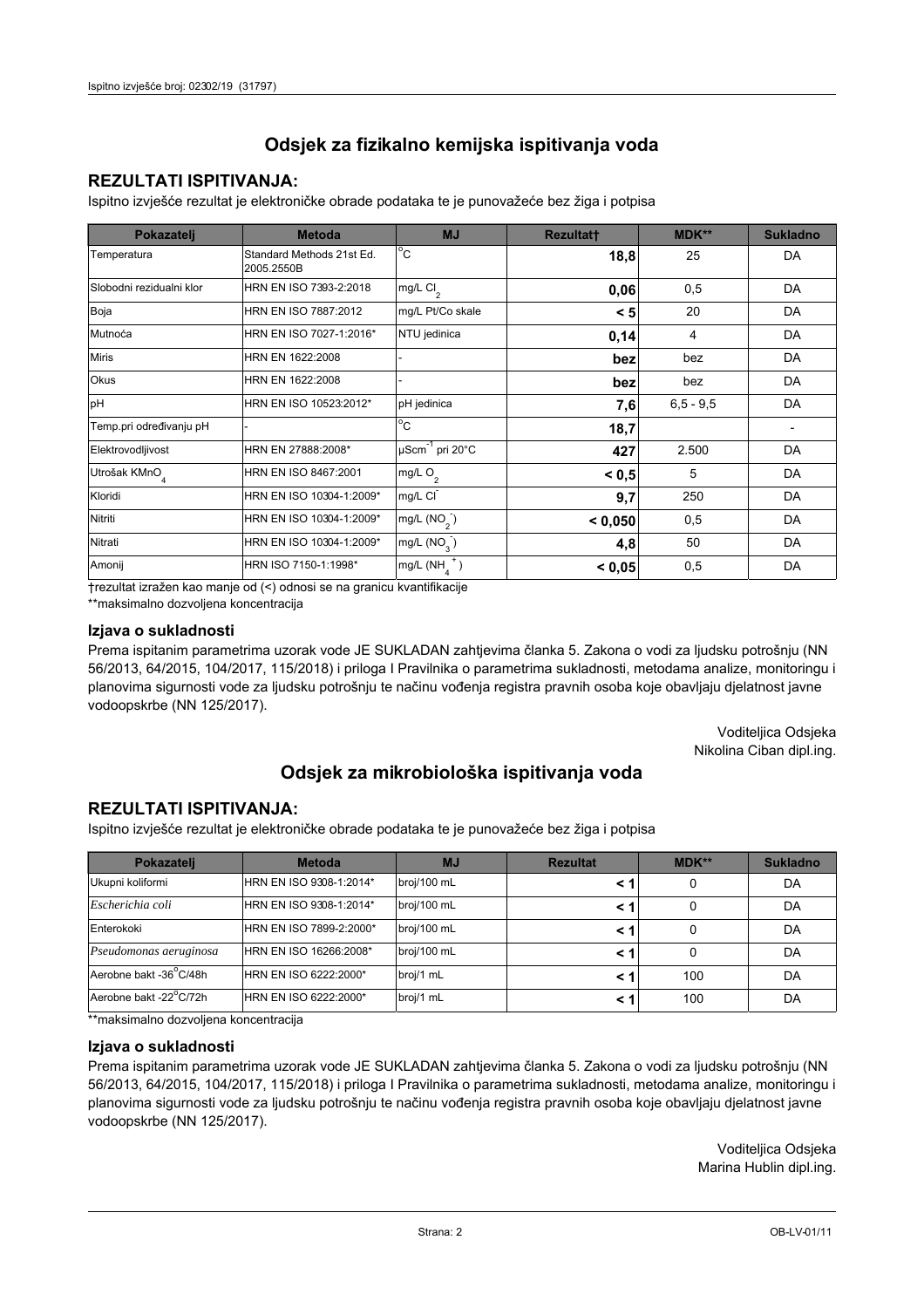## Odsjek za fizikalno kemijska ispitivanja voda

### REZULTATI ISPITIVANJA:

Ispitno izvješće rezultat je elektroničke obrade podataka te je punovažeće bez žiga i potpisa

| Pokazatelj | Metoda | MJ | Rezultat† | MDK** | Sukladno |
|---|---|---|---|---|---|
| Temperatura | Standard Methods 21st Ed. 2005.2550B | °C | **18,8** | 25 | DA |
| Slobodni rezidualni klor | HRN EN ISO 7393-2:2018 | mg/L $Cl_2$ | **0,06** | 0,5 | DA |
| Boja | HRN EN ISO 7887:2012 | mg/L Pt/Co skale | **< 5** | 20 | DA |
| Mutnoća | HRN EN ISO 7027-1:2016* | NTU jedinica | **0,14** | 4 | DA |
| Miris | HRN EN 1622:2008 | - | **bez** | bez | DA |
| Okus | HRN EN 1622:2008 | - | **bez** | bez | DA |
| pH | HRN EN ISO 10523:2012* | pH jedinica | **7,6** | 6,5 - 9,5 | DA |
| Temp.pri određivanju pH | - | °C | **18,7** | | - |
| Elektrovodljivost | HRN EN 27888:2008* | $\mu Scm^{-1}$ pri 20°C | **427** | 2.500 | DA |
| Utrošak $KMnO_4$ | HRN EN ISO 8467:2001 | mg/L $O_2$ | **< 0,5** | 5 | DA |
| Kloridi | HRN EN ISO 10304-1:2009* | mg/L $Cl^-$ | **9,7** | 250 | DA |
| Nitriti | HRN EN ISO 10304-1:2009* | mg/L ($NO_2^-$) | **< 0,050** | 0,5 | DA |
| Nitrati | HRN EN ISO 10304-1:2009* | mg/L ($NO_3^-$) | **4,8** | 50 | DA |
| Amonij | HRN ISO 7150-1:1998* | mg/L ($NH_4^+$) | **< 0,05** | 0,5 | DA |

†rezultat izražen kao manje od (<) odnosi se na granicu kvantifikacije

**maksimalno dozvoljena koncentracija

### Izjava o sukladnosti

Prema ispitanim parametrima uzorak vode JE SUKLADAN zahtjevima članka 5. Zakona o vodi za ljudsku potrošnju (NN 56/2013, 64/2015, 104/2017, 115/2018) i priloga I Pravilnika o parametrima sukladnosti, metodama analize, monitoringu i planovima sigurnosti vode za ljudsku potrošnju te načinu vođenja registra pravnih osoba koje obavljaju djelatnost javne vodoopskrbe (NN 125/2017).

Voditeljica Odsjeka
Nikolina Ciban dipl.ing.

## Odsjek za mikrobiološka ispitivanja voda

### REZULTATI ISPITIVANJA:

Ispitno izvješće rezultat je elektroničke obrade podataka te je punovažeće bez žiga i potpisa

| Pokazatelj | Metoda | MJ | Rezultat | MDK** | Sukladno |
|---|---|---|---|---|---|
| Ukupni koliformi | HRN EN ISO 9308-1:2014* | broj/100 mL | **< 1** | 0 | DA |
| *Escherichia coli* | HRN EN ISO 9308-1:2014* | broj/100 mL | **< 1** | 0 | DA |
| Enterokoki | HRN EN ISO 7899-2:2000* | broj/100 mL | **< 1** | 0 | DA |
| *Pseudomonas aeruginosa* | HRN EN ISO 16266:2008* | broj/100 mL | **< 1** | 0 | DA |
| Aerobne bakt -36°C/48h | HRN EN ISO 6222:2000* | broj/1 mL | **< 1** | 100 | DA |
| Aerobne bakt -22°C/72h | HRN EN ISO 6222:2000* | broj/1 mL | **< 1** | 100 | DA |

**maksimalno dozvoljena koncentracija

### Izjava o sukladnosti

Prema ispitanim parametrima uzorak vode JE SUKLADAN zahtjevima članka 5. Zakona o vodi za ljudsku potrošnju (NN 56/2013, 64/2015, 104/2017, 115/2018) i priloga I Pravilnika o parametrima sukladnosti, metodama analize, monitoringu i planovima sigurnosti vode za ljudsku potrošnju te načinu vođenja registra pravnih osoba koje obavljaju djelatnost javne vodoopskrbe (NN 125/2017).

Voditeljica Odsjeka
Marina Hublin dipl.ing.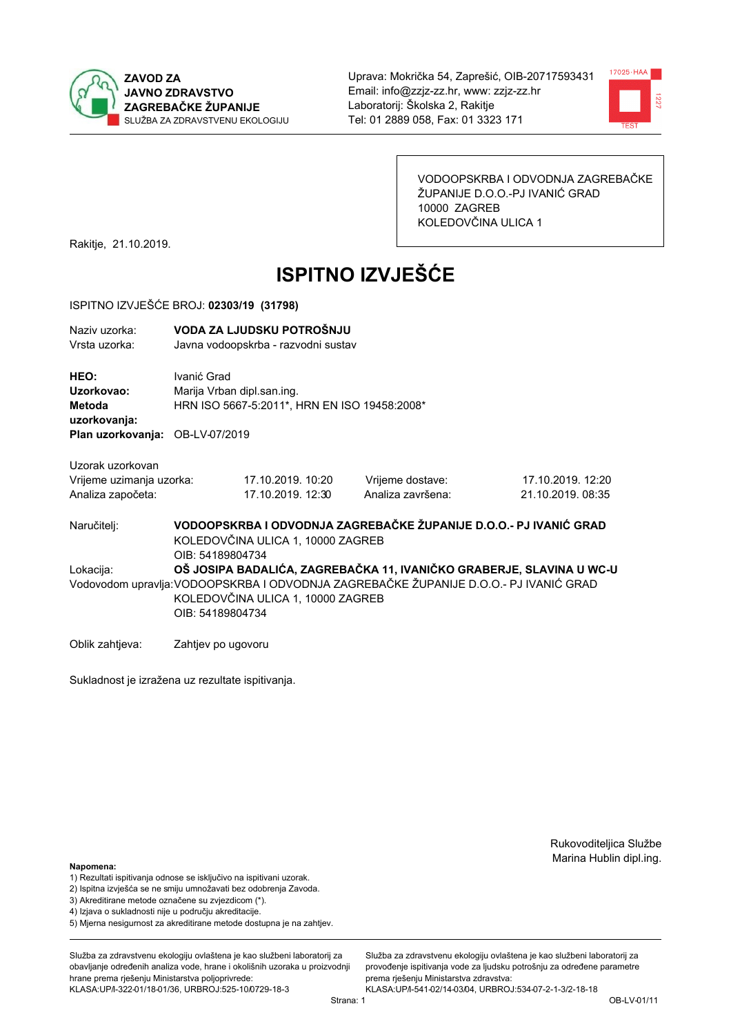**ZAVOD ZA JAVNO ZDRAVSTVO ZAGREBAČKE ŽUPANIJE**
SLUŽBA ZA ZDRAVSTVENU EKOLOGIJU

Uprava: Mokrička 54, Zaprešić, OIB-20717593431
Email: info@zzjz-zz.hr, www: zzjz-zz.hr
Laboratorij: Školska 2, Rakitje
Tel: 01 2889 058, Fax: 01 3323 171

VODOOPSKRBA I ODVODNJA ZAGREBAČKE ŽUPANIJE D.O.O.-PJ IVANIĆ GRAD
10000 ZAGREB
KOLEDOVČINA ULICA 1

Rakitje, 21.10.2019.

# ISPITNO IZVJEŠĆE

ISPITNO IZVJEŠĆE BROJ: **02303/19 (31798)**

Naziv uzorka: **VODA ZA LJUDSKU POTROŠNJU**
Vrsta uzorka: Javna vodoopskrba - razvodni sustav

**HEO:** Ivanić Grad
**Uzorkovao:** Marija Vrban dipl.san.ing.
**Metoda uzorkovanja:** HRN ISO 5667-5:2011\*, HRN EN ISO 19458:2008\*
**Plan uzorkovanja:** OB-LV-07/2019

Uzorak uzorkovan

| | | | |
|---|---|---|---|
| Vrijeme uzimanja uzorka: | 17.10.2019. 10:20 | Vrijeme dostave: | 17.10.2019. 12:20 |
| Analiza započeta: | 17.10.2019. 12:30 | Analiza završena: | 21.10.2019. 08:35 |

Naručitelj: **VODOOPSKRBA I ODVODNJA ZAGREBAČKE ŽUPANIJE D.O.O.- PJ IVANIĆ GRAD**
KOLEDOVČINA ULICA 1, 10000 ZAGREB
OIB: 54189804734

Lokacija: **OŠ JOSIPA BADALIĆA, ZAGREBAČKA 11, IVANIČKO GRABERJE, SLAVINA U WC-U**

Vodovodom upravlja: VODOOPSKRBA I ODVODNJA ZAGREBAČKE ŽUPANIJE D.O.O.- PJ IVANIĆ GRAD
KOLEDOVČINA ULICA 1, 10000 ZAGREB
OIB: 54189804734

Oblik zahtjeva: Zahtjev po ugovoru

Sukladnost je izražena uz rezultate ispitivanja.

Rukovoditeljica Službe
Marina Hublin dipl.ing.

**Napomena:**
1) Rezultati ispitivanja odnose se isključivo na ispitivani uzorak.
2) Ispitna izvješća se ne smiju umnožavati bez odobrenja Zavoda.
3) Akreditirane metode označene su zvjezdicom (\*).
4) Izjava o sukladnosti nije u području akreditacije.
5) Mjerna nesigurnost za akreditirane metode dostupna je na zahtjev.

Služba za zdravstvenu ekologiju ovlaštena je kao službeni laboratorij za obavljanje određenih analiza vode, hrane i okolišnih uzoraka u proizvodnji hrane prema rješenju Ministarstva poljoprivrede: KLASA:UP/I-322-01/18-01/36, URBROJ:525-10/0729-18-3

Služba za zdravstvenu ekologiju ovlaštena je kao službeni laboratorij za provođenje ispitivanja vode za ljudsku potrošnju za određene parametre prema rješenju Ministarstva zdravstva: KLASA:UP/I-541-02/14-03/04, URBROJ:534-07-2-1-3/2-18-18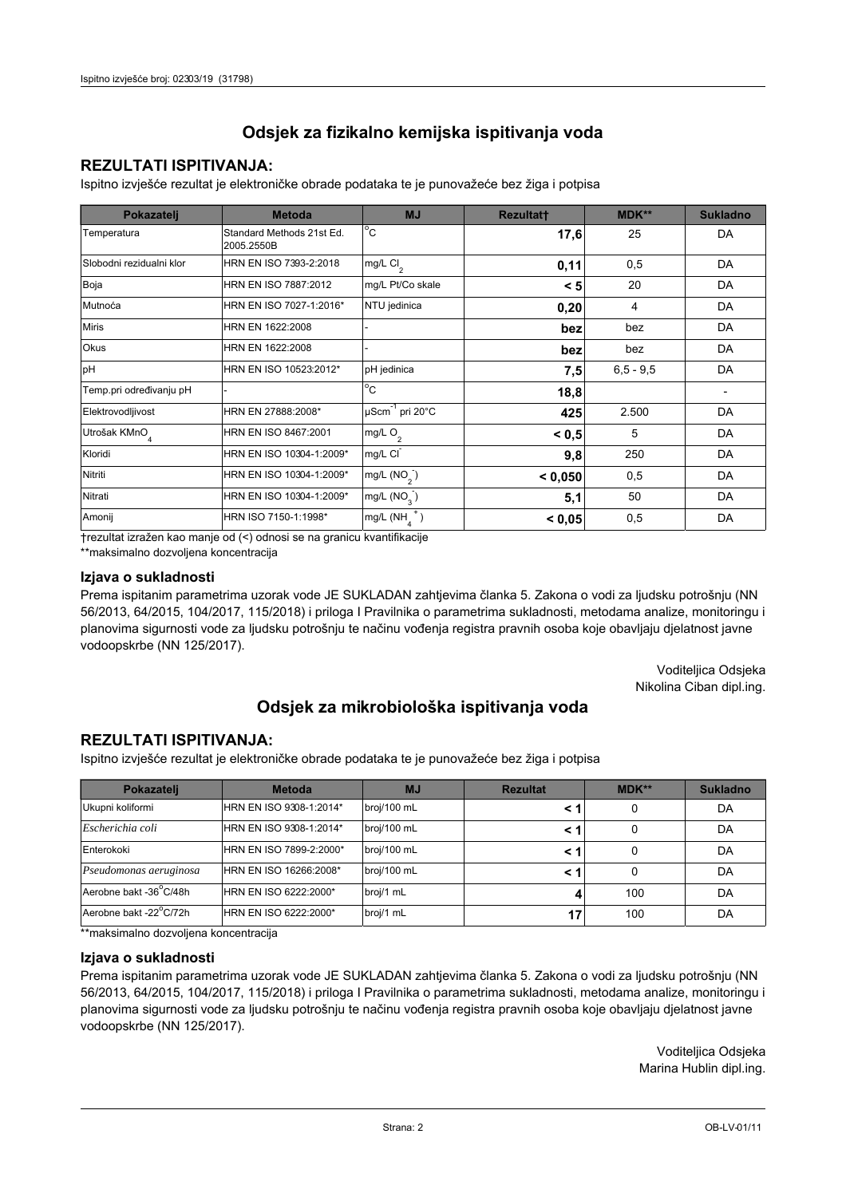## Odsjek za fizikalno kemijska ispitivanja voda

### REZULTATI ISPITIVANJA:

Ispitno izvješće rezultat je elektroničke obrade podataka te je punovažeće bez žiga i potpisa

| Pokazatelj | Metoda | MJ | Rezultat† | MDK** | Sukladno |
|---|---|---|---|---|---|
| Temperatura | Standard Methods 21st Ed. 2005.2550B | °C | **17,6** | 25 | DA |
| Slobodni rezidualni klor | HRN EN ISO 7393-2:2018 | mg/L $Cl_2$ | **0,11** | 0,5 | DA |
| Boja | HRN EN ISO 7887:2012 | mg/L Pt/Co skale | **< 5** | 20 | DA |
| Mutnoća | HRN EN ISO 7027-1:2016* | NTU jedinica | **0,20** | 4 | DA |
| Miris | HRN EN 1622:2008 | - | **bez** | bez | DA |
| Okus | HRN EN 1622:2008 | - | **bez** | bez | DA |
| pH | HRN EN ISO 10523:2012* | pH jedinica | **7,5** | 6,5 - 9,5 | DA |
| Temp.pri određivanju pH | - | °C | **18,8** | | - |
| Elektrovodljivost | HRN EN 27888:2008* | $\mu Scm^{-1}$ pri 20°C | **425** | 2.500 | DA |
| Utrošak $KMnO_4$ | HRN EN ISO 8467:2001 | mg/L $O_2$ | **< 0,5** | 5 | DA |
| Kloridi | HRN EN ISO 10304-1:2009* | mg/L $Cl^-$ | **9,8** | 250 | DA |
| Nitriti | HRN EN ISO 10304-1:2009* | mg/L ($NO_2^-$) | **< 0,050** | 0,5 | DA |
| Nitrati | HRN EN ISO 10304-1:2009* | mg/L ($NO_3^-$) | **5,1** | 50 | DA |
| Amonij | HRN ISO 7150-1:1998* | mg/L ($NH_4^+$) | **< 0,05** | 0,5 | DA |

†rezultat izražen kao manje od (<) odnosi se na granicu kvantifikacije

**maksimalno dozvoljena koncentracija

### Izjava o sukladnosti

Prema ispitanim parametrima uzorak vode JE SUKLADAN zahtjevima članka 5. Zakona o vodi za ljudsku potrošnju (NN 56/2013, 64/2015, 104/2017, 115/2018) i priloga I Pravilnika o parametrima sukladnosti, metodama analize, monitoringu i planovima sigurnosti vode za ljudsku potrošnju te načinu vođenja registra pravnih osoba koje obavljaju djelatnost javne vodoopskrbe (NN 125/2017).

Voditeljica Odsjeka
Nikolina Ciban dipl.ing.

## Odsjek za mikrobiološka ispitivanja voda

### REZULTATI ISPITIVANJA:

Ispitno izvješće rezultat je elektroničke obrade podataka te je punovažeće bez žiga i potpisa

| Pokazatelj | Metoda | MJ | Rezultat | MDK** | Sukladno |
|---|---|---|---|---|---|
| Ukupni koliformi | HRN EN ISO 9308-1:2014* | broj/100 mL | **< 1** | 0 | DA |
| *Escherichia coli* | HRN EN ISO 9308-1:2014* | broj/100 mL | **< 1** | 0 | DA |
| Enterokoki | HRN EN ISO 7899-2:2000* | broj/100 mL | **< 1** | 0 | DA |
| *Pseudomonas aeruginosa* | HRN EN ISO 16266:2008* | broj/100 mL | **< 1** | 0 | DA |
| Aerobne bakt -36°C/48h | HRN EN ISO 6222:2000* | broj/1 mL | **4** | 100 | DA |
| Aerobne bakt -22°C/72h | HRN EN ISO 6222:2000* | broj/1 mL | **17** | 100 | DA |

**maksimalno dozvoljena koncentracija

### Izjava o sukladnosti

Prema ispitanim parametrima uzorak vode JE SUKLADAN zahtjevima članka 5. Zakona o vodi za ljudsku potrošnju (NN 56/2013, 64/2015, 104/2017, 115/2018) i priloga I Pravilnika o parametrima sukladnosti, metodama analize, monitoringu i planovima sigurnosti vode za ljudsku potrošnju te načinu vođenja registra pravnih osoba koje obavljaju djelatnost javne vodoopskrbe (NN 125/2017).

Voditeljica Odsjeka
Marina Hublin dipl.ing.